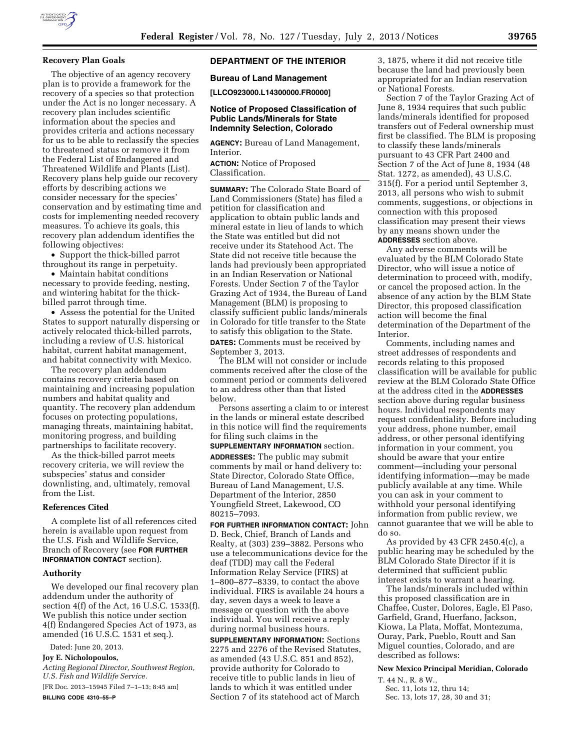### Recovery Plan Goals

The objective of an agency recovery plan is to provide a framework for the recovery of a species so that protection under the Act is no longer necessary. A recovery plan includes scientific information about the species and provides criteria and actions necessary for us to be able to reclassify the species to threatened status or remove it from the Federal List of Endangered and Threatened Wildlife and Plants (List). Recovery plans help guide our recovery efforts by describing actions we consider necessary for the species' conservation and by estimating time and costs for implementing needed recovery measures. To achieve its goals, this recovery plan addendum identifies the following objectives:

- Support the thick-billed parrot throughout its range in perpetuity.
- Maintain habitat conditions necessary to provide feeding, nesting, and wintering habitat for the thick-billed parrot through time.
- Assess the potential for the United States to support naturally dispersing or actively relocated thick-billed parrots, including a review of U.S. historical habitat, current habitat management, and habitat connectivity with Mexico.

The recovery plan addendum contains recovery criteria based on maintaining and increasing population numbers and habitat quality and quantity. The recovery plan addendum focuses on protecting populations, managing threats, maintaining habitat, monitoring progress, and building partnerships to facilitate recovery.

As the thick-billed parrot meets recovery criteria, we will review the subspecies' status and consider downlisting, and, ultimately, removal from the List.

### References Cited

A complete list of all references cited herein is available upon request from the U.S. Fish and Wildlife Service, Branch of Recovery (see **FOR FURTHER INFORMATION CONTACT** section).

### Authority

We developed our final recovery plan addendum under the authority of section 4(f) of the Act, 16 U.S.C. 1533(f). We publish this notice under section 4(f) Endangered Species Act of 1973, as amended (16 U.S.C. 1531 et seq.).

Dated: June 20, 2013.

**Joy E. Nicholopoulos,**

*Acting Regional Director, Southwest Region, U.S. Fish and Wildlife Service.*

[FR Doc. 2013–15945 Filed 7–1–13; 8:45 am]

**BILLING CODE 4310–55–P**

## DEPARTMENT OF THE INTERIOR

### Bureau of Land Management

**[LLCO923000.L14300000.FR0000]**

### Notice of Proposed Classification of Public Lands/Minerals for State Indemnity Selection, Colorado

**AGENCY:** Bureau of Land Management, Interior.

**ACTION:** Notice of Proposed Classification.

**SUMMARY:** The Colorado State Board of Land Commissioners (State) has filed a petition for classification and application to obtain public lands and mineral estate in lieu of lands to which the State was entitled but did not receive under its Statehood Act. The State did not receive title because the lands had previously been appropriated in an Indian Reservation or National Forests. Under Section 7 of the Taylor Grazing Act of 1934, the Bureau of Land Management (BLM) is proposing to classify sufficient public lands/minerals in Colorado for title transfer to the State to satisfy this obligation to the State.

**DATES:** Comments must be received by September 3, 2013.

The BLM will not consider or include comments received after the close of the comment period or comments delivered to an address other than that listed below.

Persons asserting a claim to or interest in the lands or mineral estate described in this notice will find the requirements for filing such claims in the **SUPPLEMENTARY INFORMATION** section.

**ADDRESSES:** The public may submit comments by mail or hand delivery to: State Director, Colorado State Office, Bureau of Land Management, U.S. Department of the Interior, 2850 Youngfield Street, Lakewood, CO 80215–7093.

**FOR FURTHER INFORMATION CONTACT:** John D. Beck, Chief, Branch of Lands and Realty, at (303) 239–3882. Persons who use a telecommunications device for the deaf (TDD) may call the Federal Information Relay Service (FIRS) at 1–800–877–8339, to contact the above individual. FIRS is available 24 hours a day, seven days a week to leave a message or question with the above individual. You will receive a reply during normal business hours.

**SUPPLEMENTARY INFORMATION:** Sections 2275 and 2276 of the Revised Statutes, as amended (43 U.S.C. 851 and 852), provide authority for Colorado to receive title to public lands in lieu of lands to which it was entitled under Section 7 of its statehood act of March 3, 1875, where it did not receive title because the land had previously been appropriated for an Indian reservation or National Forests.

Section 7 of the Taylor Grazing Act of June 8, 1934 requires that such public lands/minerals identified for proposed transfers out of Federal ownership must first be classified. The BLM is proposing to classify these lands/minerals pursuant to 43 CFR Part 2400 and Section 7 of the Act of June 8, 1934 (48 Stat. 1272, as amended), 43 U.S.C. 315(f). For a period until September 3, 2013, all persons who wish to submit comments, suggestions, or objections in connection with this proposed classification may present their views by any means shown under the **ADDRESSES** section above.

Any adverse comments will be evaluated by the BLM Colorado State Director, who will issue a notice of determination to proceed with, modify, or cancel the proposed action. In the absence of any action by the BLM State Director, this proposed classification action will become the final determination of the Department of the Interior.

Comments, including names and street addresses of respondents and records relating to this proposed classification will be available for public review at the BLM Colorado State Office at the address cited in the **ADDRESSES** section above during regular business hours. Individual respondents may request confidentiality. Before including your address, phone number, email address, or other personal identifying information in your comment, you should be aware that your entire comment—including your personal identifying information—may be made publicly available at any time. While you can ask in your comment to withhold your personal identifying information from public review, we cannot guarantee that we will be able to do so.

As provided by 43 CFR 2450.4(c), a public hearing may be scheduled by the BLM Colorado State Director if it is determined that sufficient public interest exists to warrant a hearing.

The lands/minerals included within this proposed classification are in Chaffee, Custer, Dolores, Eagle, El Paso, Garfield, Grand, Huerfano, Jackson, Kiowa, La Plata, Moffat, Montezuma, Ouray, Park, Pueblo, Routt and San Miguel counties, Colorado, and are described as follows:

**New Mexico Principal Meridian, Colorado**

T. 44 N., R. 8 W.,

Sec. 11, lots 12, thru 14;

Sec. 13, lots 17, 28, 30 and 31;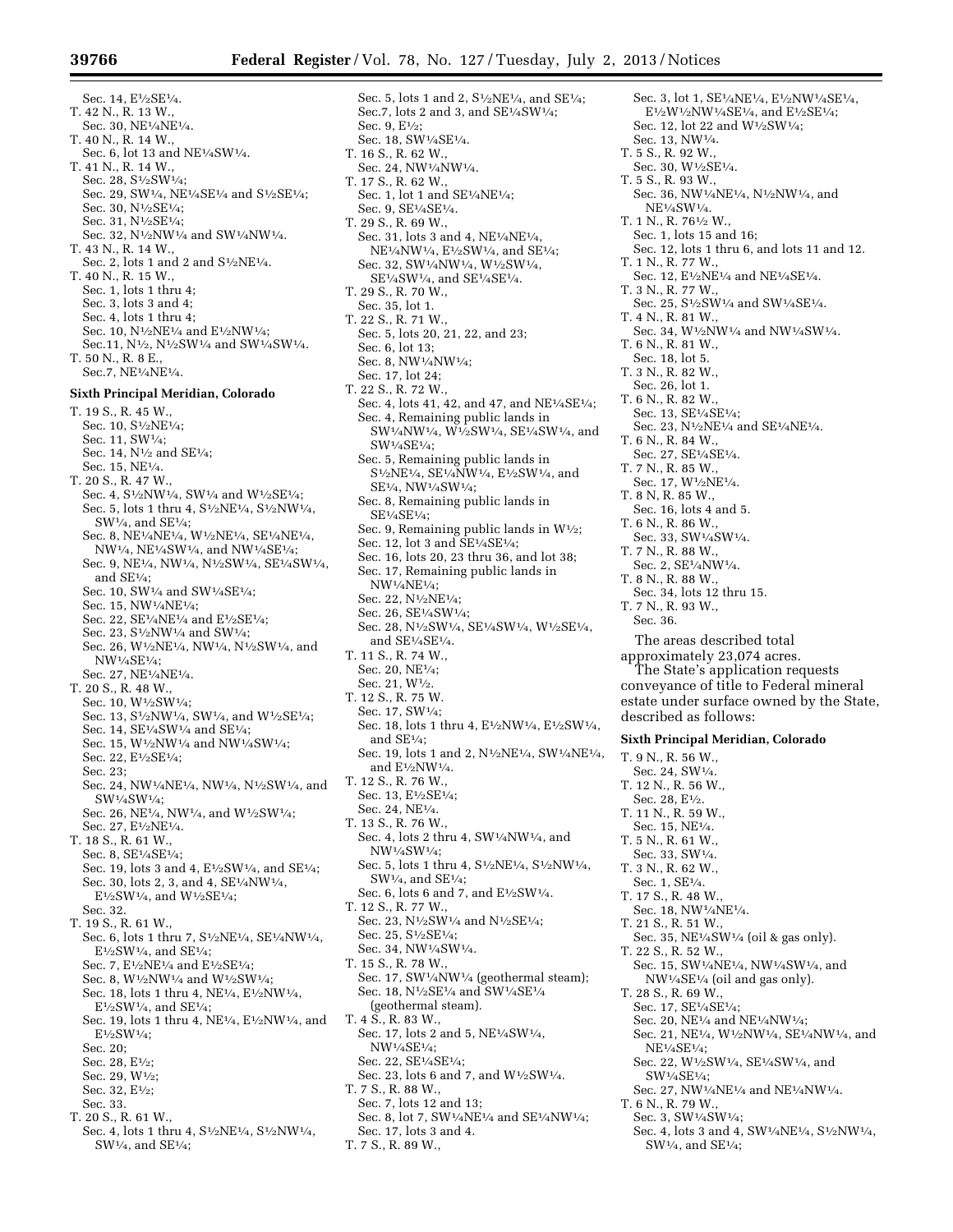Sec. 14, E½SE¼.
T. 42 N., R. 13 W.,
Sec. 30, NE¼NE¼.
T. 40 N., R. 14 W.,
Sec. 6, lot 13 and NE¼SW¼.
T. 41 N., R. 14 W.,
Sec. 28, S½SW¼;
Sec. 29, SW¼, NE¼SE¼ and S½SE¼;
Sec. 30, N½SE¼;
Sec. 31, N½SE¼;
Sec. 32, N½NW¼ and SW¼NW¼.
T. 43 N., R. 14 W.,
Sec. 2, lots 1 and 2 and S½NE¼.
T. 40 N., R. 15 W.,
Sec. 1, lots 1 thru 4;
Sec. 3, lots 3 and 4;
Sec. 4, lots 1 thru 4;
Sec. 10, N½NE¼ and E½NW¼;
Sec.11, N½, N½SW¼ and SW¼SW¼.
T. 50 N., R. 8 E.,
Sec.7, NE¼NE¼.

**Sixth Principal Meridian, Colorado**

T. 19 S., R. 45 W.,
Sec. 10, S½NE¼;
Sec. 11, SW¼;
Sec. 14, N½ and SE¼;
Sec. 15, NE¼.
T. 20 S., R. 47 W.,
Sec. 4, S½NW¼, SW¼ and W½SE¼;
Sec. 5, lots 1 thru 4, S½NE¼, S½NW¼, SW¼, and SE¼;
Sec. 8, NE¼NE¼, W½NE¼, SE¼NE¼, NW¼, NE¼SW¼, and NW¼SE¼;
Sec. 9, NE¼, NW¼, N½SW¼, SE¼SW¼, and SE¼;
Sec. 10, SW¼ and SW¼SE¼;
Sec. 15, NW¼NE¼;
Sec. 22, SE¼NE¼ and E½SE¼;
Sec. 23, S½NW¼ and SW¼;
Sec. 26, W½NE¼, NW¼, N½SW¼, and NW¼SE¼;
Sec. 27, NE¼NE¼.
T. 20 S., R. 48 W.,
Sec. 10, W½SW¼;
Sec. 13, S½NW¼, SW¼, and W½SE¼;
Sec. 14, SE¼SW¼ and SE¼;
Sec. 15, W½NW¼ and NW¼SW¼;
Sec. 22, E½SE¼;
Sec. 23;
Sec. 24, NW¼NE¼, NW¼, N½SW¼, and SW¼SW¼;
Sec. 26, NE¼, NW¼, and W½SW¼;
Sec. 27, E½NE¼.
T. 18 S., R. 61 W.,
Sec. 8, SE¼SE¼;
Sec. 19, lots 3 and 4, E½SW¼, and SE¼;
Sec. 30, lots 2, 3, and 4, SE¼NW¼, E½SW¼, and W½SE¼;
Sec. 32.
T. 19 S., R. 61 W.,
Sec. 6, lots 1 thru 7, S½NE¼, SE¼NW¼, E½SW¼, and SE¼;
Sec. 7, E½NE¼ and E½SE¼;
Sec. 8, W½NW¼ and W½SW¼;
Sec. 18, lots 1 thru 4, NE¼, E½NW¼, E½SW¼, and SE¼;
Sec. 19, lots 1 thru 4, NE¼, E½NW¼, and E½SW¼;
Sec. 20;
Sec. 28, E½;
Sec. 29, W½;
Sec. 32, E½;
Sec. 33.
T. 20 S., R. 61 W.,
Sec. 4, lots 1 thru 4, S½NE¼, S½NW¼, SW¼, and SE¼;
Sec. 5, lots 1 and 2, S½NE¼, and SE¼;
Sec.7, lots 2 and 3, and SE¼SW¼;
Sec. 9, E½;
Sec. 18, SW¼SE¼.
T. 16 S., R. 62 W.,
Sec. 24, NW¼NW¼.
T. 17 S., R. 62 W.,
Sec. 1, lot 1 and SE¼NE¼;
Sec. 9, SE¼SE¼.
T. 29 S., R. 69 W.,
Sec. 31, lots 3 and 4, NE¼NE¼, NE¼NW¼, E½SW¼, and SE¼;
Sec. 32, SW¼NW¼, W½SW¼, SE¼SW¼, and SE¼SE¼.
T. 29 S., R. 70 W.,
Sec. 35, lot 1.
T. 22 S., R. 71 W.,
Sec. 5, lots 20, 21, 22, and 23;
Sec. 6, lot 13;
Sec. 8, NW¼NW¼;
Sec. 17, lot 24;
T. 22 S., R. 72 W.,
Sec. 4, lots 41, 42, and 47, and NE¼SE¼;
Sec. 4, Remaining public lands in SW¼NW¼, W½SW¼, SE¼SW¼, and SW¼SE¼;
Sec. 5, Remaining public lands in S½NE¼, SE¼NW¼, E½SW¼, and SE¼, NW¼SW¼;
Sec. 8, Remaining public lands in SE¼SE¼;
Sec. 9, Remaining public lands in W½;
Sec. 12, lot 3 and SE¼SE¼;
Sec. 16, lots 20, 23 thru 36, and lot 38;
Sec. 17, Remaining public lands in NW¼NE¼;
Sec. 22, N½NE¼;
Sec. 26, SE¼SW¼;
Sec. 28, N½SW¼, SE¼SW¼, W½SE¼, and SE¼SE¼.
T. 11 S., R. 74 W.,
Sec. 20, NE¼;
Sec. 21, W½.
T. 12 S., R. 75 W.
Sec. 17, SW¼;
Sec. 18, lots 1 thru 4, E½NW¼, E½SW¼, and SE¼;
Sec. 19, lots 1 and 2, N½NE¼, SW¼NE¼, and E½NW¼.
T. 12 S., R. 76 W.,
Sec. 13, E½SE¼;
Sec. 24, NE¼.
T. 13 S., R. 76 W.,
Sec. 4, lots 2 thru 4, SW¼NW¼, and NW¼SW¼;
Sec. 5, lots 1 thru 4, S½NE¼, S½NW¼, SW¼, and SE¼;
Sec. 6, lots 6 and 7, and E½SW¼.
T. 12 S., R. 77 W.,
Sec. 23, N½SW¼ and N½SE¼;
Sec. 25, S½SE¼;
Sec. 34, NW¼SW¼.
T. 15 S., R. 78 W.,
Sec. 17, SW¼NW¼ (geothermal steam);
Sec. 18, N½SE¼ and SW¼SE¼ (geothermal steam).
T. 4 S., R. 83 W.,
Sec. 17, lots 2 and 5, NE¼SW¼, NW¼SE¼;
Sec. 22, SE¼SE¼;
Sec. 23, lots 6 and 7, and W½SW¼.
T. 7 S., R. 88 W.,
Sec. 7, lots 12 and 13;
Sec. 8, lot 7, SW¼NE¼ and SE¼NW¼;
Sec. 17, lots 3 and 4.
T. 7 S., R. 89 W.,
Sec. 3, lot 1, SE¼NE¼, E½NW¼SE¼, E½W½NW¼SE¼, and E½SE¼;
Sec. 12, lot 22 and W½SW¼;
Sec. 13, NW¼.
T. 5 S., R. 92 W.,
Sec. 30, W½SE¼.
T. 5 S., R. 93 W.,
Sec. 36, NW¼NE¼, N½NW¼, and NE¼SW¼.
T. 1 N., R. 76½ W.,
Sec. 1, lots 15 and 16;
Sec. 12, lots 1 thru 6, and lots 11 and 12.
T. 1 N., R. 77 W.,
Sec. 12, E½NE¼ and NE¼SE¼.
T. 3 N., R. 77 W.,
Sec. 25, S½SW¼ and SW¼SE¼.
T. 4 N., R. 81 W.,
Sec. 34, W½NW¼ and NW¼SW¼.
T. 6 N., R. 81 W.,
Sec. 18, lot 5.
T. 3 N., R. 82 W.,
Sec. 26, lot 1.
T. 6 N., R. 82 W.,
Sec. 13, SE¼SE¼;
Sec. 23, N½NE¼ and SE¼NE¼.
T. 6 N., R. 84 W.,
Sec. 27, SE¼SE¼.
T. 7 N., R. 85 W.,
Sec. 17, W½NE¼.
T. 8 N, R. 85 W.,
Sec. 16, lots 4 and 5.
T. 6 N., R. 86 W.,
Sec. 33, SW¼SW¼.
T. 7 N., R. 88 W.,
Sec. 2, SE¼NW¼.
T. 8 N., R. 88 W.,
Sec. 34, lots 12 thru 15.
T. 7 N., R. 93 W.,
Sec. 36.

The areas described total approximately 23,074 acres.

The State's application requests conveyance of title to Federal mineral estate under surface owned by the State, described as follows:

**Sixth Principal Meridian, Colorado**

T. 9 N., R. 56 W.,
Sec. 24, SW¼.
T. 12 N., R. 56 W.,
Sec. 28, E½.
T. 11 N., R. 59 W.,
Sec. 15, NE¼.
T. 5 N., R. 61 W.,
Sec. 33, SW¼.
T. 3 N., R. 62 W.,
Sec. 1, SE¼.
T. 17 S., R. 48 W.,
Sec. 18, NW¼NE¼.
T. 21 S., R. 51 W.,
Sec. 35, NE¼SW¼ (oil & gas only).
T. 22 S., R. 52 W.,
Sec. 15, SW¼NE¼, NW¼SW¼, and NW¼SE¼ (oil and gas only).
T. 28 S., R. 69 W.,
Sec. 17, SE¼SE¼;
Sec. 20, NE¼ and NE¼NW¼;
Sec. 21, NE¼, W½NW¼, SE¼NW¼, and NE¼SE¼;
Sec. 22, W½SW¼, SE¼SW¼, and SW¼SE¼;
Sec. 27, NW¼NE¼ and NE¼NW¼.
T. 6 N., R. 79 W.,
Sec. 3, SW¼SW¼;
Sec. 4, lots 3 and 4, SW¼NE¼, S½NW¼, SW¼, and SE¼;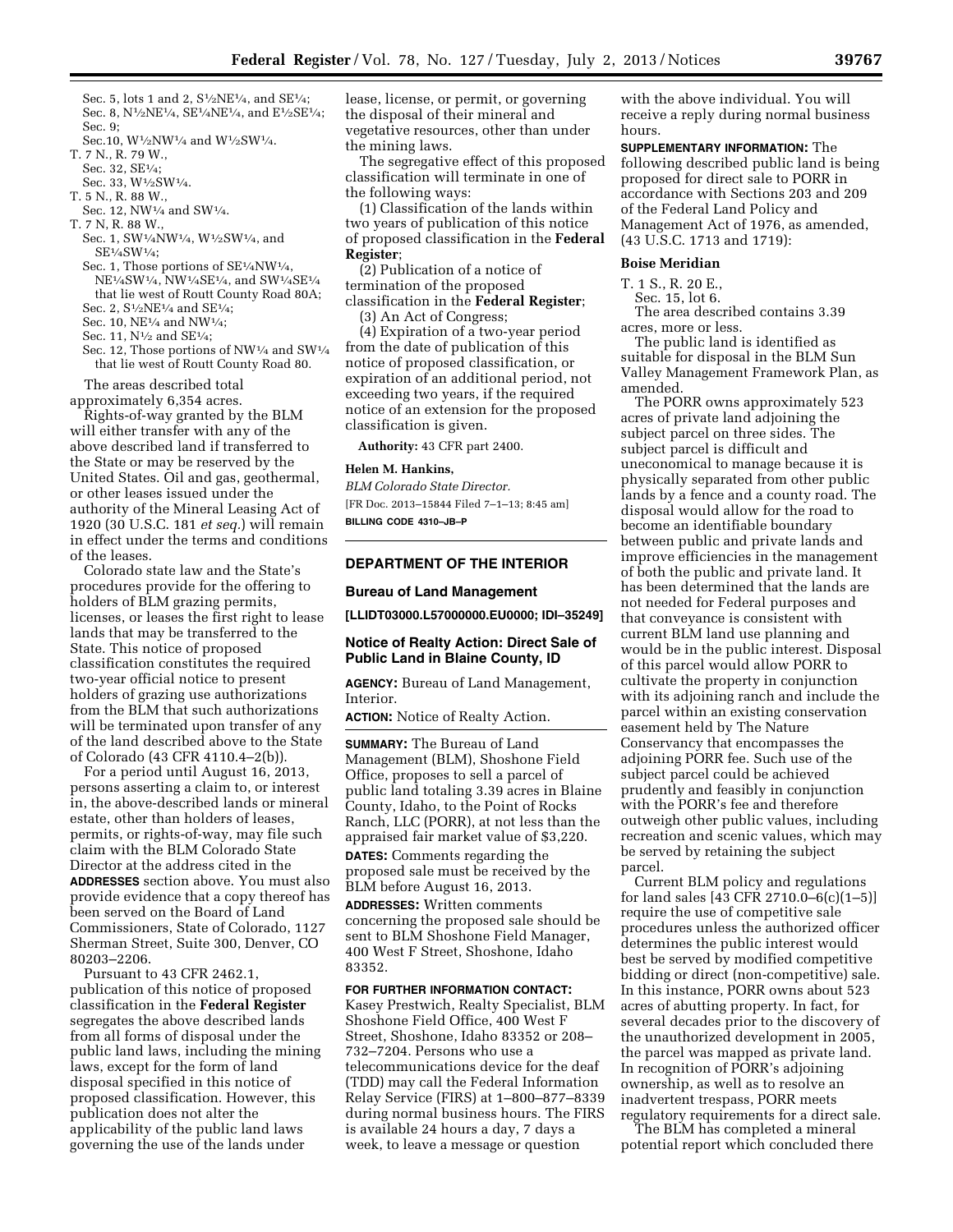Sec. 5, lots 1 and 2, S½NE¼, and SE¼;
Sec. 8, N½NE¼, SE¼NE¼, and E½SE¼;
Sec. 9;
Sec.10, W½NW¼ and W½SW¼.

T. 7 N., R. 79 W.,
Sec. 32, SE¼;
Sec. 33, W½SW¼.

T. 5 N., R. 88 W.,
Sec. 12, NW¼ and SW¼.

T. 7 N, R. 88 W.,
Sec. 1, SW¼NW¼, W½SW¼, and SE¼SW¼;
Sec. 1, Those portions of SE¼NW¼, NE¼SW¼, NW¼SE¼, and SW¼SE¼ that lie west of Routt County Road 80A;
Sec. 2, S½NE¼ and SE¼;
Sec. 10, NE¼ and NW¼;
Sec. 11, N½ and SE¼;
Sec. 12, Those portions of NW¼ and SW¼ that lie west of Routt County Road 80.

The areas described total approximately 6,354 acres.

Rights-of-way granted by the BLM will either transfer with any of the above described land if transferred to the State or may be reserved by the United States. Oil and gas, geothermal, or other leases issued under the authority of the Mineral Leasing Act of 1920 (30 U.S.C. 181 *et seq.*) will remain in effect under the terms and conditions of the leases.

Colorado state law and the State's procedures provide for the offering to holders of BLM grazing permits, licenses, or leases the first right to lease lands that may be transferred to the State. This notice of proposed classification constitutes the required two-year official notice to present holders of grazing use authorizations from the BLM that such authorizations will be terminated upon transfer of any of the land described above to the State of Colorado (43 CFR 4110.4–2(b)).

For a period until August 16, 2013, persons asserting a claim to, or interest in, the above-described lands or mineral estate, other than holders of leases, permits, or rights-of-way, may file such claim with the BLM Colorado State Director at the address cited in the **ADDRESSES** section above. You must also provide evidence that a copy thereof has been served on the Board of Land Commissioners, State of Colorado, 1127 Sherman Street, Suite 300, Denver, CO 80203–2206.

Pursuant to 43 CFR 2462.1, publication of this notice of proposed classification in the **Federal Register** segregates the above described lands from all forms of disposal under the public land laws, including the mining laws, except for the form of land disposal specified in this notice of proposed classification. However, this publication does not alter the applicability of the public land laws governing the use of the lands under lease, license, or permit, or governing the disposal of their mineral and vegetative resources, other than under the mining laws.

The segregative effect of this proposed classification will terminate in one of the following ways:

(1) Classification of the lands within two years of publication of this notice of proposed classification in the **Federal Register**;

(2) Publication of a notice of termination of the proposed classification in the **Federal Register**;

(3) An Act of Congress;

(4) Expiration of a two-year period from the date of publication of this notice of proposed classification, or expiration of an additional period, not exceeding two years, if the required notice of an extension for the proposed classification is given.

**Authority:** 43 CFR part 2400.

**Helen M. Hankins,**
*BLM Colorado State Director.*

[FR Doc. 2013–15844 Filed 7–1–13; 8:45 am]

**BILLING CODE 4310–JB–P**

## DEPARTMENT OF THE INTERIOR

### Bureau of Land Management

**[LLIDT03000.L57000000.EU0000; IDI–35249]**

### Notice of Realty Action: Direct Sale of Public Land in Blaine County, ID

**AGENCY:** Bureau of Land Management, Interior.

**ACTION:** Notice of Realty Action.

**SUMMARY:** The Bureau of Land Management (BLM), Shoshone Field Office, proposes to sell a parcel of public land totaling 3.39 acres in Blaine County, Idaho, to the Point of Rocks Ranch, LLC (PORR), at not less than the appraised fair market value of $3,220.

**DATES:** Comments regarding the proposed sale must be received by the BLM before August 16, 2013.

**ADDRESSES:** Written comments concerning the proposed sale should be sent to BLM Shoshone Field Manager, 400 West F Street, Shoshone, Idaho 83352.

**FOR FURTHER INFORMATION CONTACT:** Kasey Prestwich, Realty Specialist, BLM Shoshone Field Office, 400 West F Street, Shoshone, Idaho 83352 or 208–732–7204. Persons who use a telecommunications device for the deaf (TDD) may call the Federal Information Relay Service (FIRS) at 1–800–877–8339 during normal business hours. The FIRS is available 24 hours a day, 7 days a week, to leave a message or question with the above individual. You will receive a reply during normal business hours.

**SUPPLEMENTARY INFORMATION:** The following described public land is being proposed for direct sale to PORR in accordance with Sections 203 and 209 of the Federal Land Policy and Management Act of 1976, as amended, (43 U.S.C. 1713 and 1719):

#### Boise Meridian

T. 1 S., R. 20 E.,
Sec. 15, lot 6.

The area described contains 3.39 acres, more or less.

The public land is identified as suitable for disposal in the BLM Sun Valley Management Framework Plan, as amended.

The PORR owns approximately 523 acres of private land adjoining the subject parcel on three sides. The subject parcel is difficult and uneconomical to manage because it is physically separated from other public lands by a fence and a county road. The disposal would allow for the road to become an identifiable boundary between public and private lands and improve efficiencies in the management of both the public and private land. It has been determined that the lands are not needed for Federal purposes and that conveyance is consistent with current BLM land use planning and would be in the public interest. Disposal of this parcel would allow PORR to cultivate the property in conjunction with its adjoining ranch and include the parcel within an existing conservation easement held by The Nature Conservancy that encompasses the adjoining PORR fee. Such use of the subject parcel could be achieved prudently and feasibly in conjunction with the PORR's fee and therefore outweigh other public values, including recreation and scenic values, which may be served by retaining the subject parcel.

Current BLM policy and regulations for land sales [43 CFR 2710.0–6(c)(1–5)] require the use of competitive sale procedures unless the authorized officer determines the public interest would best be served by modified competitive bidding or direct (non-competitive) sale. In this instance, PORR owns about 523 acres of abutting property. In fact, for several decades prior to the discovery of the unauthorized development in 2005, the parcel was mapped as private land. In recognition of PORR's adjoining ownership, as well as to resolve an inadvertent trespass, PORR meets regulatory requirements for a direct sale.

The BLM has completed a mineral potential report which concluded there